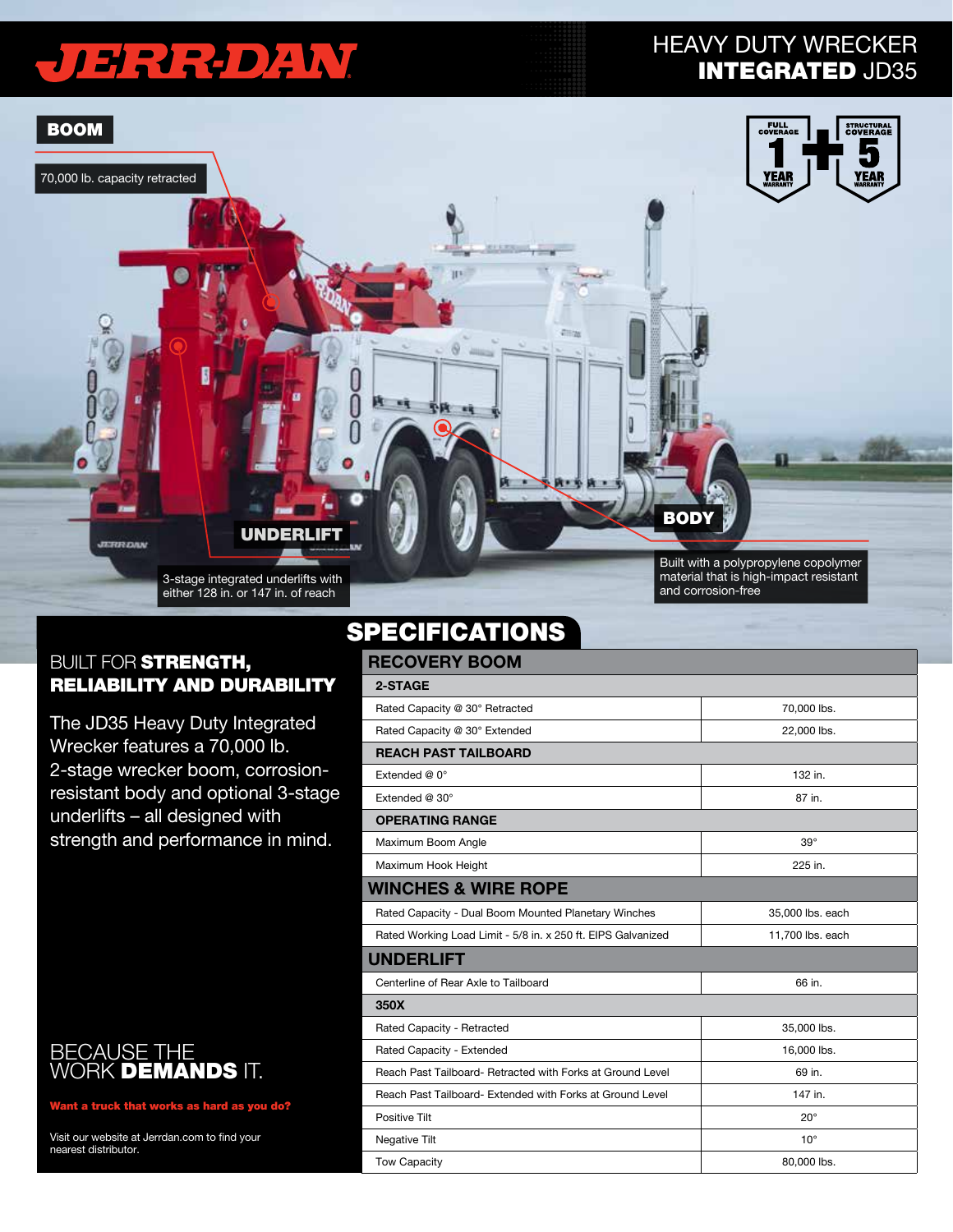# JERR-DAN

## HEAVY DUTY WRECKER **INTEGRATED** JD35

**BOOM**

70,000 lb. capacity retracted

FULL COVERAGE 1 YEAR WARRANTY + STRUCTURAL COVERAGE 5 YEAR WARRANTY

**UNDERLIFT**

3-stage integrated underlifts with either 128 in. or 147 in. of reach

**BODY**

Built with a polypropylene copolymer material that is high-impact resistant and corrosion-free

## BUILT FOR **STRENGTH, RELIABILITY AND DURABILITY**

The JD35 Heavy Duty Integrated Wrecker features a 70,000 lb. 2-stage wrecker boom, corrosion-resistant body and optional 3-stage underlifts – all designed with strength and performance in mind.

## BECAUSE THE WORK **DEMANDS** IT.

**Want a truck that works as hard as you do?**

Visit our website at Jerrdan.com to find your nearest distributor.

## SPECIFICATIONS

| RECOVERY BOOM | |
|---|---|
| **2-STAGE** | |
| Rated Capacity @ 30° Retracted | 70,000 lbs. |
| Rated Capacity @ 30° Extended | 22,000 lbs. |
| **REACH PAST TAILBOARD** | |
| Extended @ 0° | 132 in. |
| Extended @ 30° | 87 in. |
| **OPERATING RANGE** | |
| Maximum Boom Angle | 39° |
| Maximum Hook Height | 225 in. |
| **WINCHES & WIRE ROPE** | |
| Rated Capacity - Dual Boom Mounted Planetary Winches | 35,000 lbs. each |
| Rated Working Load Limit - 5/8 in. x 250 ft. EIPS Galvanized | 11,700 lbs. each |
| **UNDERLIFT** | |
| Centerline of Rear Axle to Tailboard | 66 in. |
| **350X** | |
| Rated Capacity - Retracted | 35,000 lbs. |
| Rated Capacity - Extended | 16,000 lbs. |
| Reach Past Tailboard- Retracted with Forks at Ground Level | 69 in. |
| Reach Past Tailboard- Extended with Forks at Ground Level | 147 in. |
| Positive Tilt | 20° |
| Negative Tilt | 10° |
| Tow Capacity | 80,000 lbs. |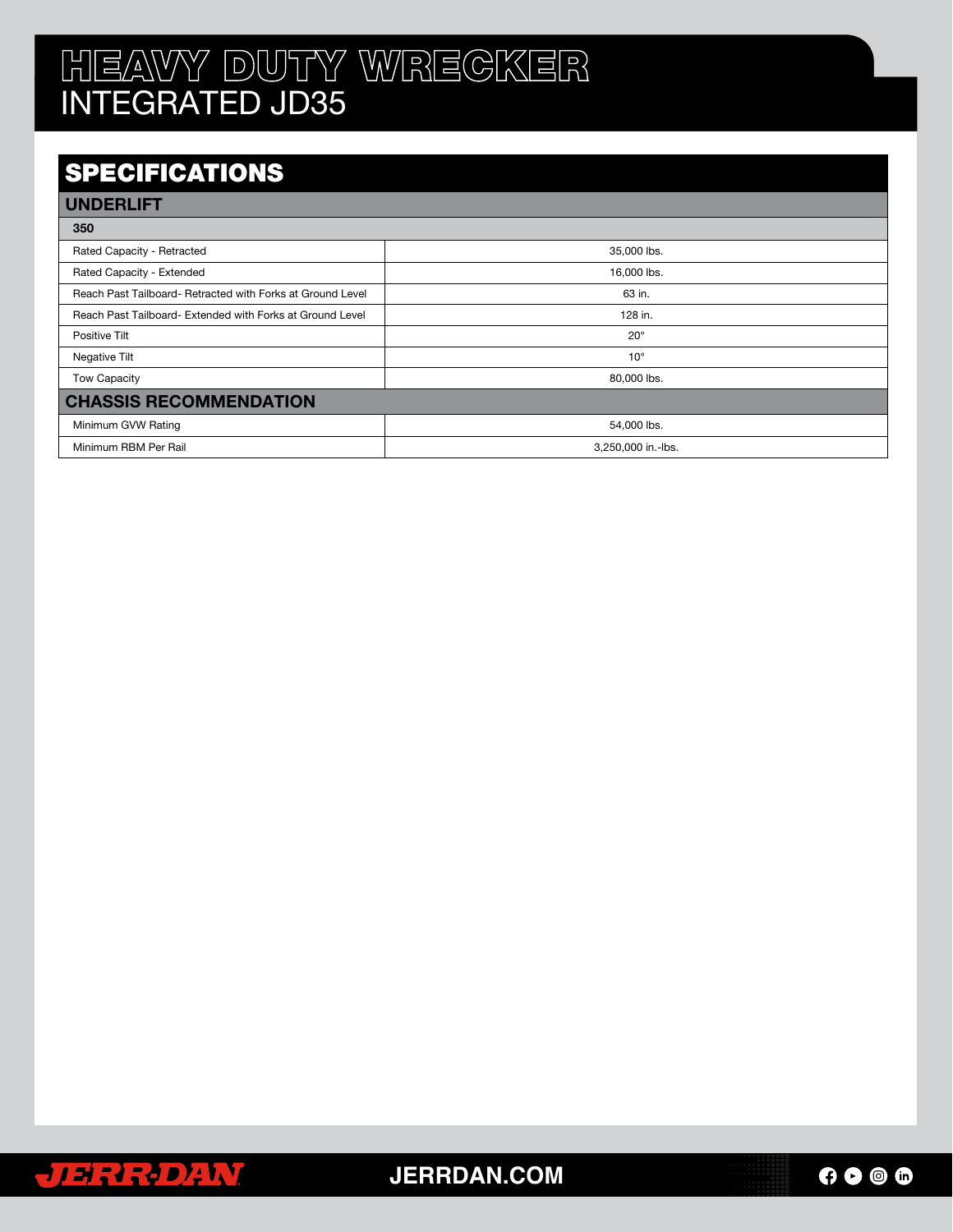# HEAVY DUTY WRECKER
## INTEGRATED JD35

## SPECIFICATIONS

### UNDERLIFT

| 350 | |
|---|---|
| Rated Capacity - Retracted | 35,000 lbs. |
| Rated Capacity - Extended | 16,000 lbs. |
| Reach Past Tailboard- Retracted with Forks at Ground Level | 63 in. |
| Reach Past Tailboard- Extended with Forks at Ground Level | 128 in. |
| Positive Tilt | 20° |
| Negative Tilt | 10° |
| Tow Capacity | 80,000 lbs. |

### CHASSIS RECOMMENDATION

| | |
|---|---|
| Minimum GVW Rating | 54,000 lbs. |
| Minimum RBM Per Rail | 3,250,000 in.-lbs. |

JERRDAN.COM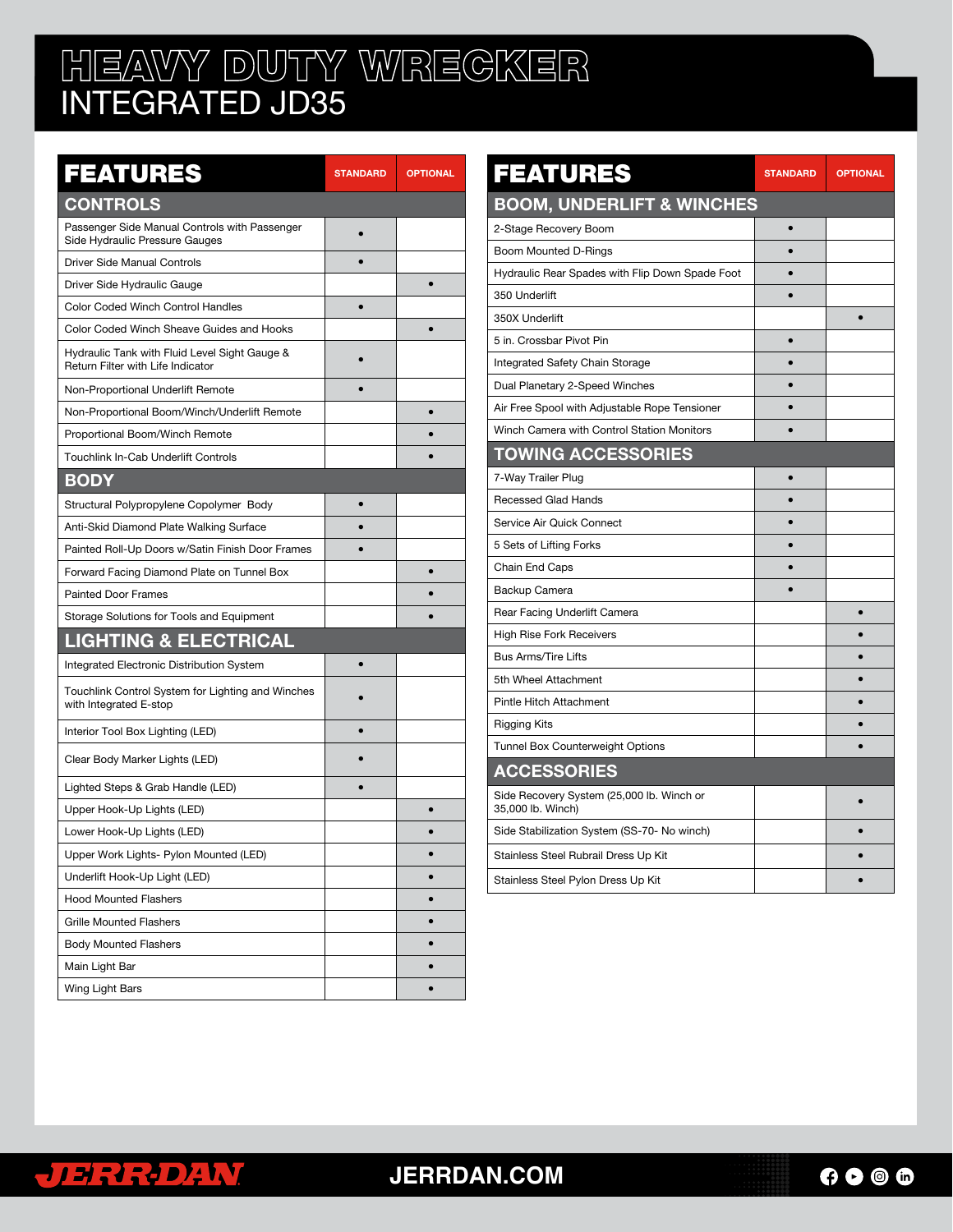# HEAVY DUTY WRECKER
## INTEGRATED JD35

| FEATURES | STANDARD | OPTIONAL |
|---|---|---|
| **CONTROLS** | | |
| Passenger Side Manual Controls with Passenger Side Hydraulic Pressure Gauges | • | |
| Driver Side Manual Controls | • | |
| Driver Side Hydraulic Gauge | | • |
| Color Coded Winch Control Handles | • | |
| Color Coded Winch Sheave Guides and Hooks | | • |
| Hydraulic Tank with Fluid Level Sight Gauge & Return Filter with Life Indicator | • | |
| Non-Proportional Underlift Remote | • | |
| Non-Proportional Boom/Winch/Underlift Remote | | • |
| Proportional Boom/Winch Remote | | • |
| Touchlink In-Cab Underlift Controls | | • |
| **BODY** | | |
| Structural Polypropylene Copolymer Body | • | |
| Anti-Skid Diamond Plate Walking Surface | • | |
| Painted Roll-Up Doors w/Satin Finish Door Frames | • | |
| Forward Facing Diamond Plate on Tunnel Box | | • |
| Painted Door Frames | | • |
| Storage Solutions for Tools and Equipment | | • |
| **LIGHTING & ELECTRICAL** | | |
| Integrated Electronic Distribution System | • | |
| Touchlink Control System for Lighting and Winches with Integrated E-stop | • | |
| Interior Tool Box Lighting (LED) | • | |
| Clear Body Marker Lights (LED) | • | |
| Lighted Steps & Grab Handle (LED) | • | |
| Upper Hook-Up Lights (LED) | | • |
| Lower Hook-Up Lights (LED) | | • |
| Upper Work Lights- Pylon Mounted (LED) | | • |
| Underlift Hook-Up Light (LED) | | • |
| Hood Mounted Flashers | | • |
| Grille Mounted Flashers | | • |
| Body Mounted Flashers | | • |
| Main Light Bar | | • |
| Wing Light Bars | | • |

| FEATURES | STANDARD | OPTIONAL |
|---|---|---|
| **BOOM, UNDERLIFT & WINCHES** | | |
| 2-Stage Recovery Boom | • | |
| Boom Mounted D-Rings | • | |
| Hydraulic Rear Spades with Flip Down Spade Foot | • | |
| 350 Underlift | • | |
| 350X Underlift | | • |
| 5 in. Crossbar Pivot Pin | • | |
| Integrated Safety Chain Storage | • | |
| Dual Planetary 2-Speed Winches | • | |
| Air Free Spool with Adjustable Rope Tensioner | • | |
| Winch Camera with Control Station Monitors | • | |
| **TOWING ACCESSORIES** | | |
| 7-Way Trailer Plug | • | |
| Recessed Glad Hands | • | |
| Service Air Quick Connect | • | |
| 5 Sets of Lifting Forks | • | |
| Chain End Caps | • | |
| Backup Camera | • | |
| Rear Facing Underlift Camera | | • |
| High Rise Fork Receivers | | • |
| Bus Arms/Tire Lifts | | • |
| 5th Wheel Attachment | | • |
| Pintle Hitch Attachment | | • |
| Rigging Kits | | • |
| Tunnel Box Counterweight Options | | • |
| **ACCESSORIES** | | |
| Side Recovery System (25,000 lb. Winch or 35,000 lb. Winch) | | • |
| Side Stabilization System (SS-70- No winch) | | • |
| Stainless Steel Rubrail Dress Up Kit | | • |
| Stainless Steel Pylon Dress Up Kit | | • |

JERR-DAN

JERRDAN.COM